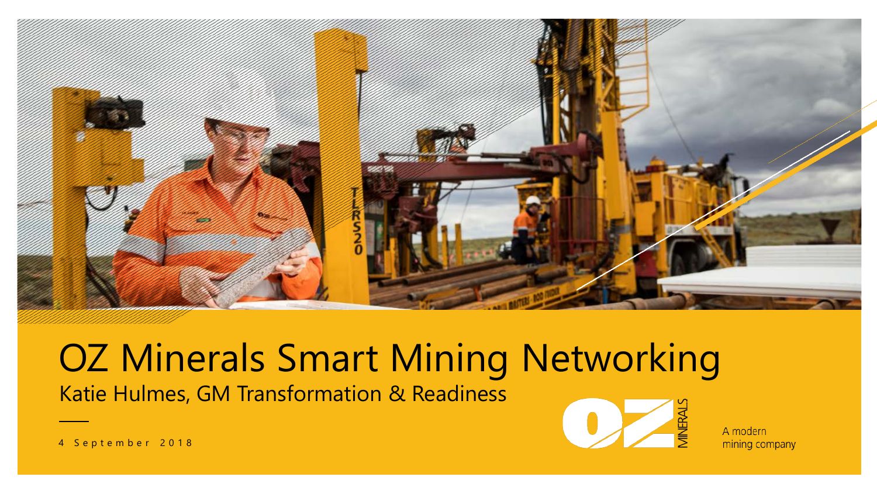# OZ Minerals Smart Mining Networking

Katie Hulmes, GM Transformation & Readiness

4 September 2018

OZ MINERALS

A modern mining company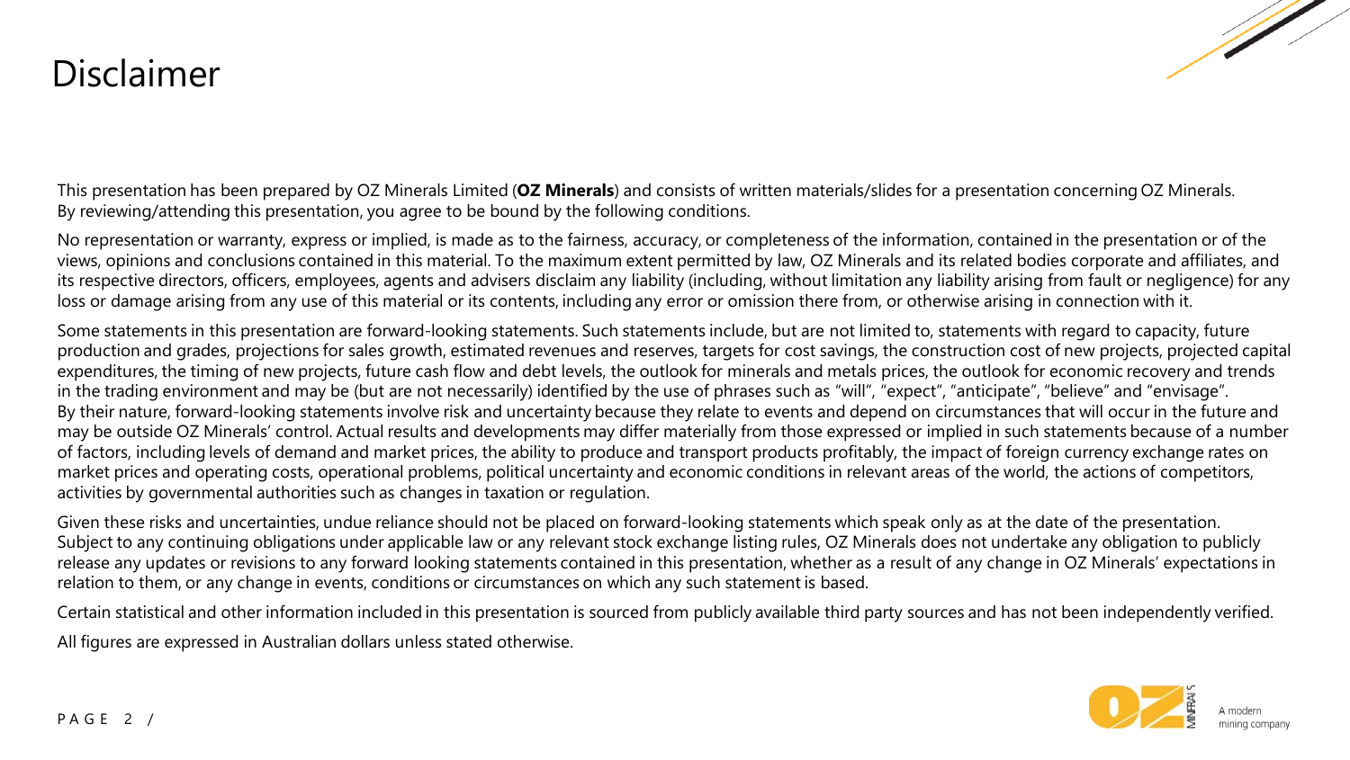# Disclaimer

This presentation has been prepared by OZ Minerals Limited (**OZ Minerals**) and consists of written materials/slides for a presentation concerning OZ Minerals. By reviewing/attending this presentation, you agree to be bound by the following conditions.

No representation or warranty, express or implied, is made as to the fairness, accuracy, or completeness of the information, contained in the presentation or of the views, opinions and conclusions contained in this material. To the maximum extent permitted by law, OZ Minerals and its related bodies corporate and affiliates, and its respective directors, officers, employees, agents and advisers disclaim any liability (including, without limitation any liability arising from fault or negligence) for any loss or damage arising from any use of this material or its contents, including any error or omission there from, or otherwise arising in connection with it.

Some statements in this presentation are forward-looking statements. Such statements include, but are not limited to, statements with regard to capacity, future production and grades, projections for sales growth, estimated revenues and reserves, targets for cost savings, the construction cost of new projects, projected capital expenditures, the timing of new projects, future cash flow and debt levels, the outlook for minerals and metals prices, the outlook for economic recovery and trends in the trading environment and may be (but are not necessarily) identified by the use of phrases such as "will", "expect", "anticipate", "believe" and "envisage". By their nature, forward-looking statements involve risk and uncertainty because they relate to events and depend on circumstances that will occur in the future and may be outside OZ Minerals' control. Actual results and developments may differ materially from those expressed or implied in such statements because of a number of factors, including levels of demand and market prices, the ability to produce and transport products profitably, the impact of foreign currency exchange rates on market prices and operating costs, operational problems, political uncertainty and economic conditions in relevant areas of the world, the actions of competitors, activities by governmental authorities such as changes in taxation or regulation.

Given these risks and uncertainties, undue reliance should not be placed on forward-looking statements which speak only as at the date of the presentation. Subject to any continuing obligations under applicable law or any relevant stock exchange listing rules, OZ Minerals does not undertake any obligation to publicly release any updates or revisions to any forward looking statements contained in this presentation, whether as a result of any change in OZ Minerals' expectations in relation to them, or any change in events, conditions or circumstances on which any such statement is based.

Certain statistical and other information included in this presentation is sourced from publicly available third party sources and has not been independently verified.

All figures are expressed in Australian dollars unless stated otherwise.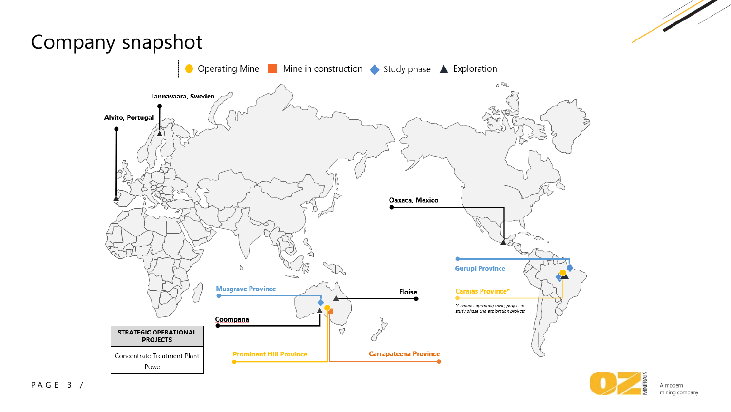# Company snapshot

Operating Mine | Mine in construction | Study phase | Exploration

Lannavaara, Sweden

Alvito, Portugal

Oaxaca, Mexico

Gurupi Province

Carajás Province*

*Contains operating mine, project in study phase and exploration projects

Musgrave Province

Eloise

Coompana

Prominent Hill Province

Carrapateena Province

| STRATEGIC OPERATIONAL PROJECTS |
|---|
| Concentrate Treatment Plant<br>Power |

A modern mining company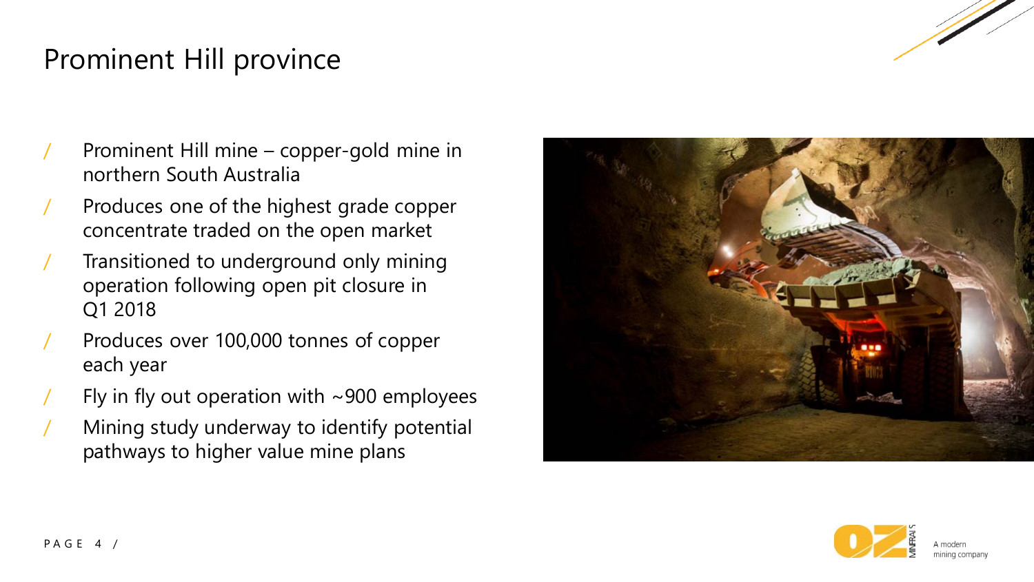# Prominent Hill province

- Prominent Hill mine – copper-gold mine in northern South Australia
- Produces one of the highest grade copper concentrate traded on the open market
- Transitioned to underground only mining operation following open pit closure in Q1 2018
- Produces over 100,000 tonnes of copper each year
- Fly in fly out operation with ~900 employees
- Mining study underway to identify potential pathways to higher value mine plans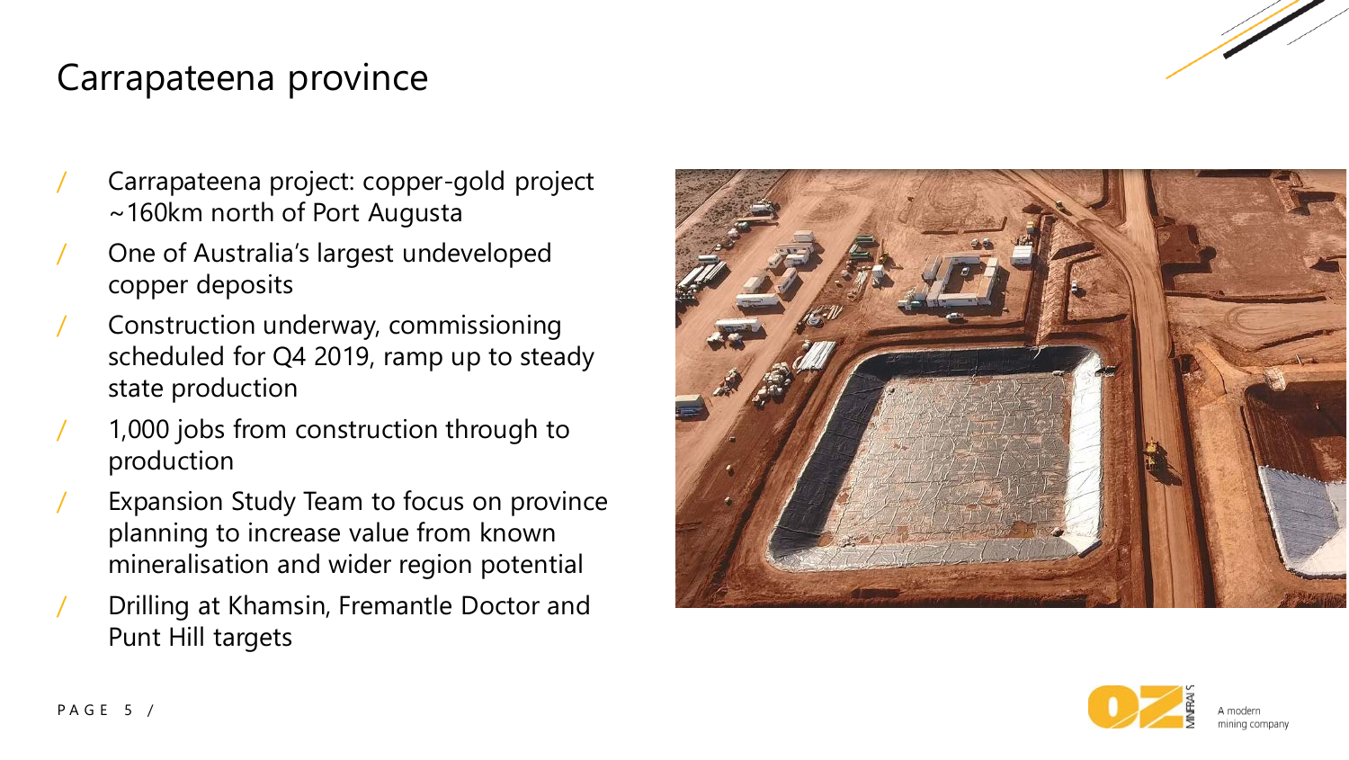# Carrapateena province

- Carrapateena project: copper-gold project ~160km north of Port Augusta
- One of Australia's largest undeveloped copper deposits
- Construction underway, commissioning scheduled for Q4 2019, ramp up to steady state production
- 1,000 jobs from construction through to production
- Expansion Study Team to focus on province planning to increase value from known mineralisation and wider region potential
- Drilling at Khamsin, Fremantle Doctor and Punt Hill targets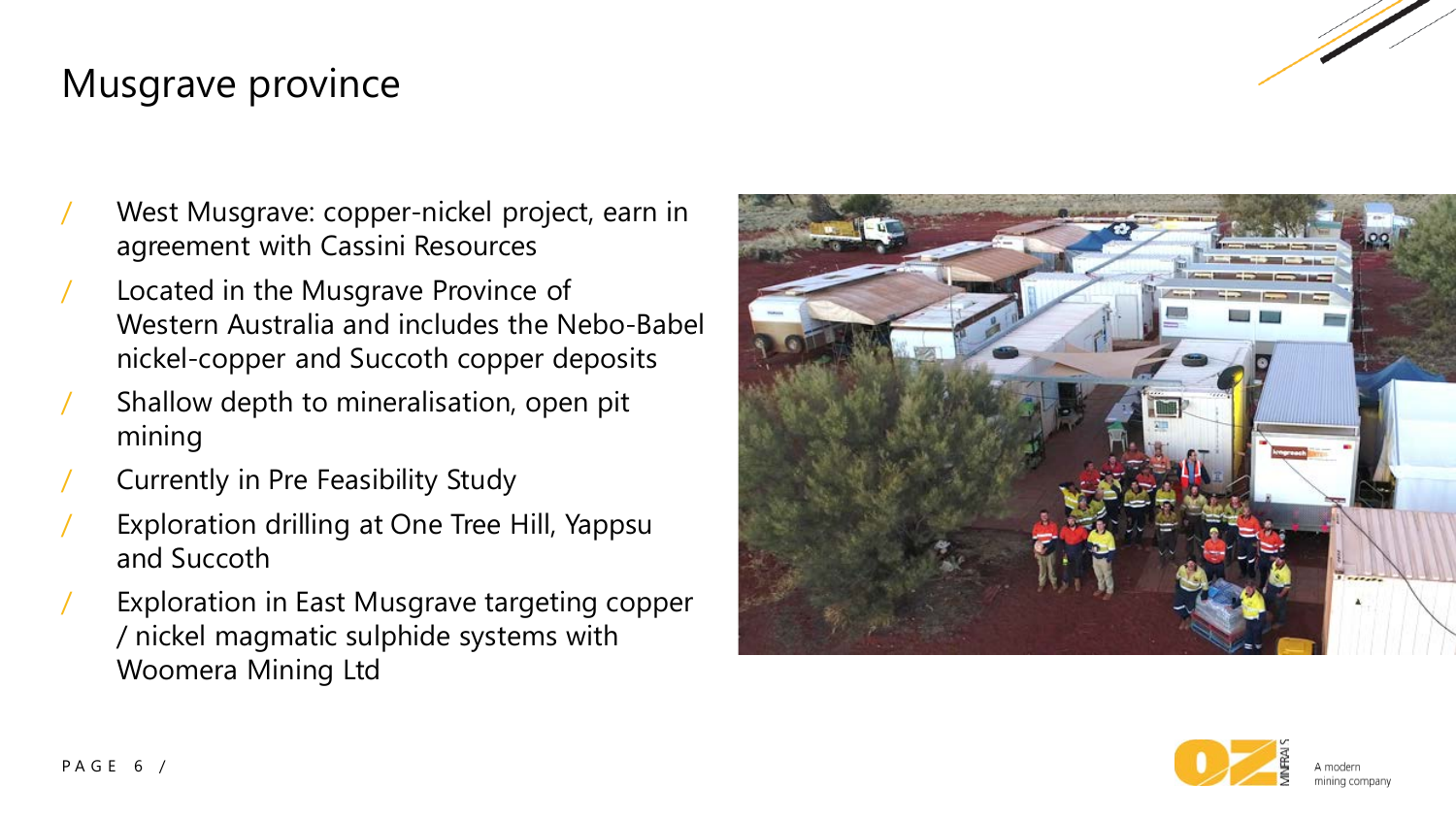# Musgrave province

- West Musgrave: copper-nickel project, earn in agreement with Cassini Resources
- Located in the Musgrave Province of Western Australia and includes the Nebo-Babel nickel-copper and Succoth copper deposits
- Shallow depth to mineralisation, open pit mining
- Currently in Pre Feasibility Study
- Exploration drilling at One Tree Hill, Yappsu and Succoth
- Exploration in East Musgrave targeting copper / nickel magmatic sulphide systems with Woomera Mining Ltd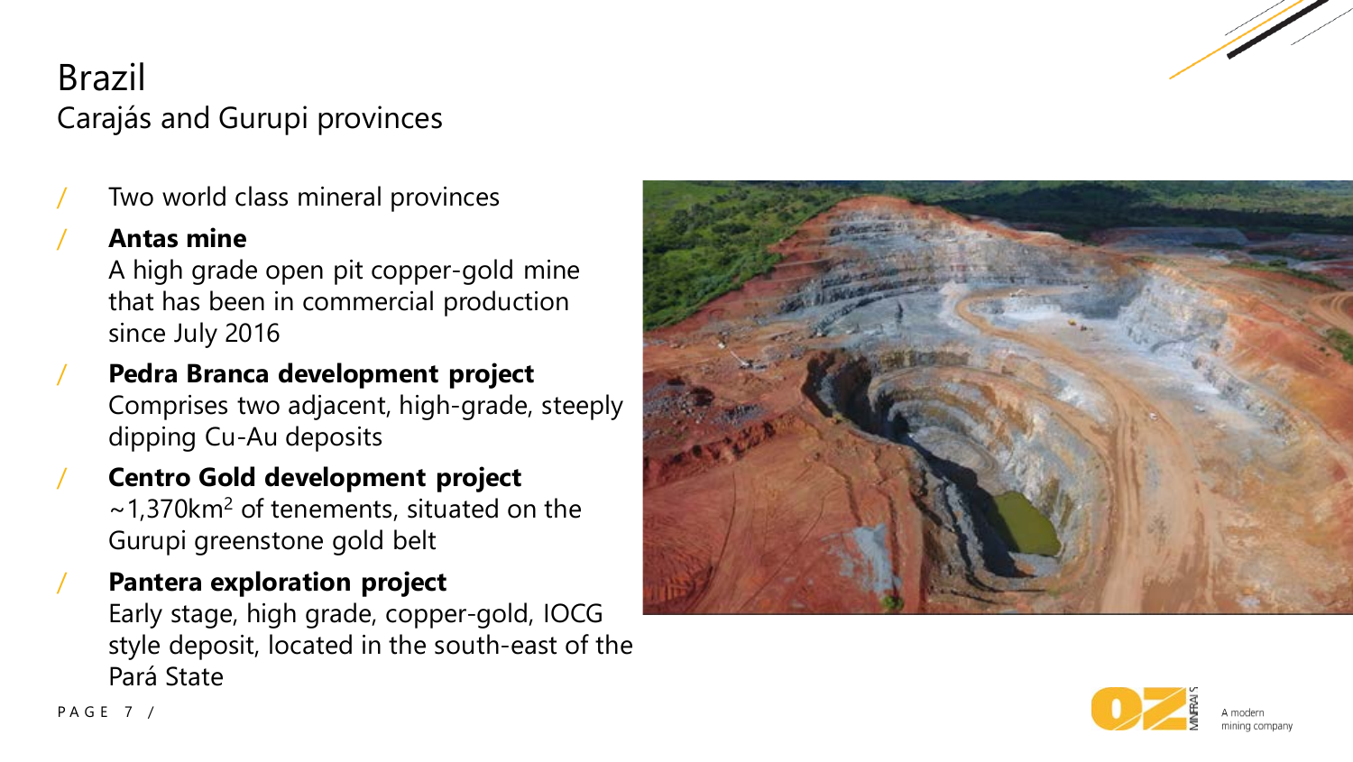# Brazil

## Carajás and Gurupi provinces

- Two world class mineral provinces
- **Antas mine**
  A high grade open pit copper-gold mine that has been in commercial production since July 2016
- **Pedra Branca development project**
  Comprises two adjacent, high-grade, steeply dipping Cu-Au deposits
- **Centro Gold development project**
  ~1,370km$^2$ of tenements, situated on the Gurupi greenstone gold belt
- **Pantera exploration project**
  Early stage, high grade, copper-gold, IOCG style deposit, located in the south-east of the Pará State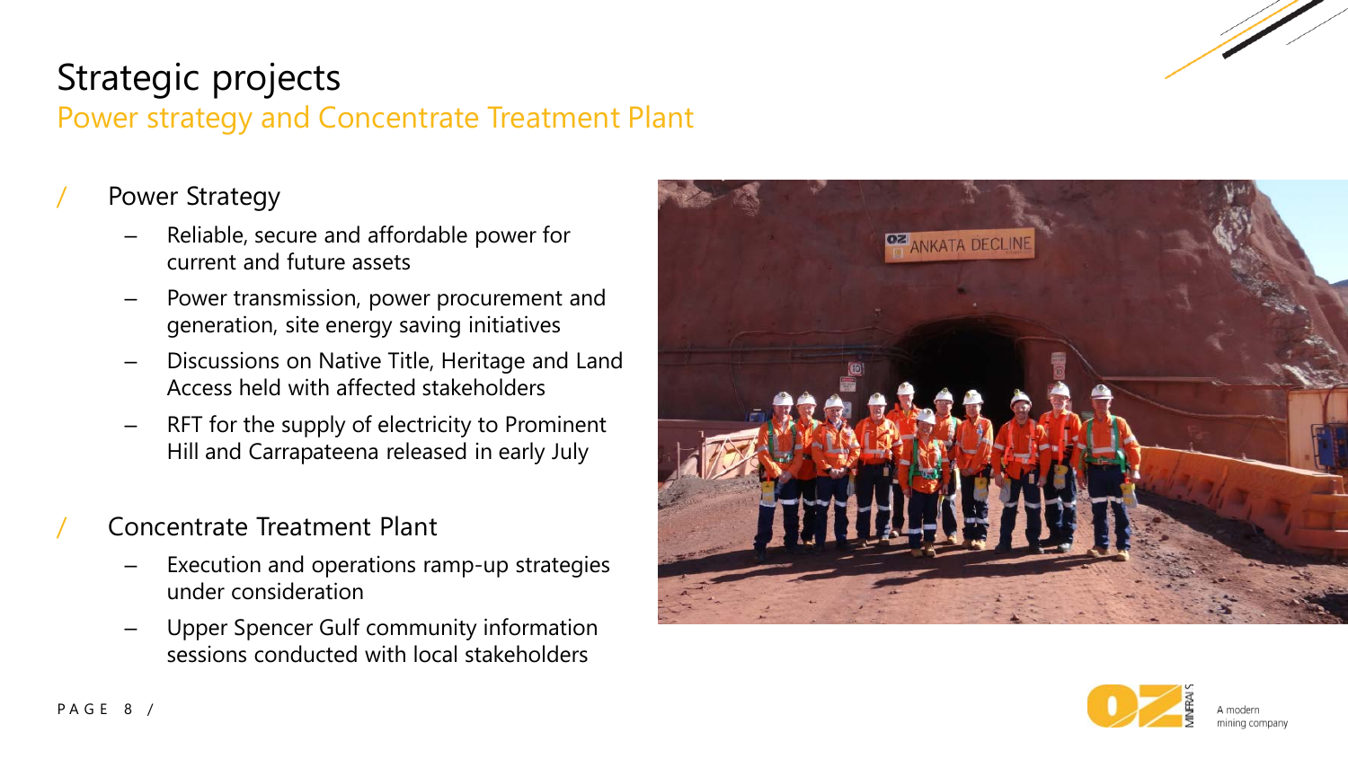# Strategic projects

## Power strategy and Concentrate Treatment Plant

### Power Strategy

- Reliable, secure and affordable power for current and future assets
- Power transmission, power procurement and generation, site energy saving initiatives
- Discussions on Native Title, Heritage and Land Access held with affected stakeholders
- RFT for the supply of electricity to Prominent Hill and Carrapateena released in early July

### Concentrate Treatment Plant

- Execution and operations ramp-up strategies under consideration
- Upper Spencer Gulf community information sessions conducted with local stakeholders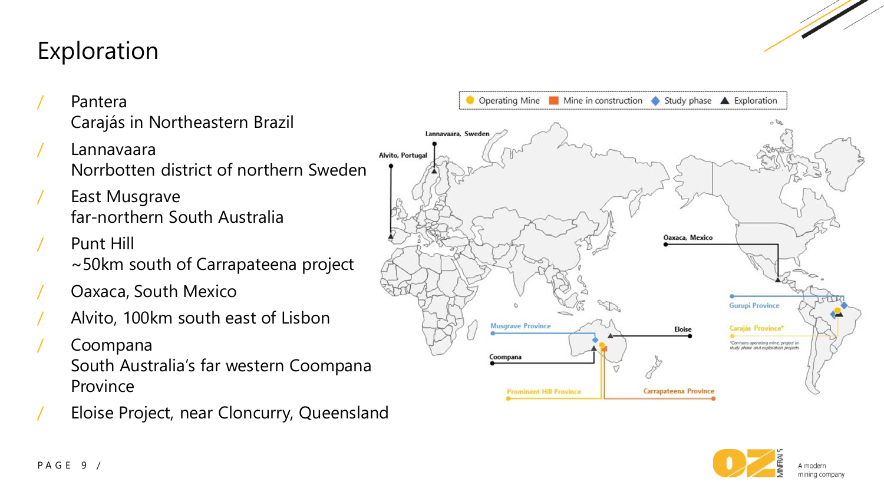# Exploration

- Pantera
  Carajás in Northeastern Brazil
- Lannavaara
  Norrbotten district of northern Sweden
- East Musgrave
  far-northern South Australia
- Punt Hill
  ~50km south of Carrapateena project
- Oaxaca, South Mexico
- Alvito, 100km south east of Lisbon
- Coompana
  South Australia's far western Coompana Province
- Eloise Project, near Cloncurry, Queensland

Operating Mine | Mine in construction | Study phase | Exploration

Lannavaara, Sweden

Alvito, Portugal

Oaxaca, Mexico

Gurupi Province

Carajás Province*

*Contains operating mine, project in study phase and exploration projects

Musgrave Province

Eloise

Coompana

Prominent Hill Province

Carrapateena Province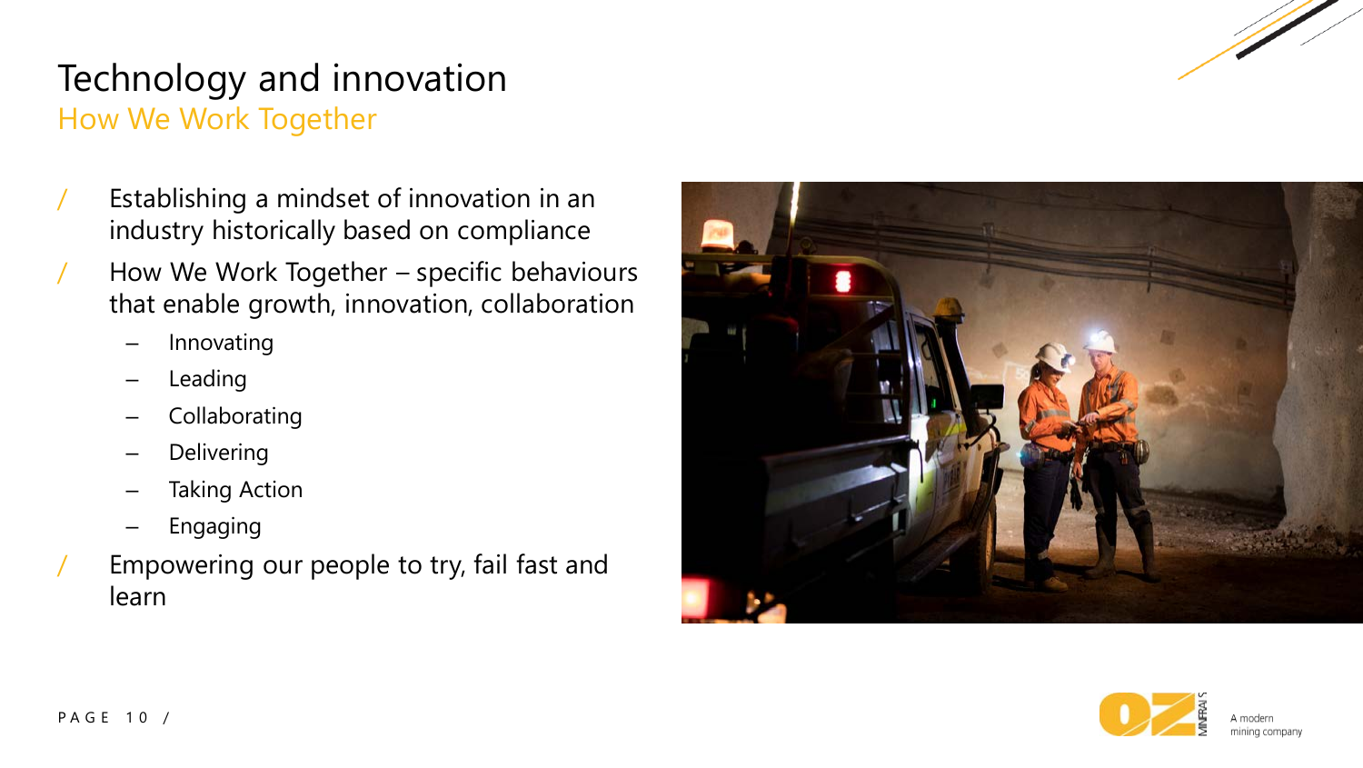# Technology and innovation

## How We Work Together

- Establishing a mindset of innovation in an industry historically based on compliance
- How We Work Together – specific behaviours that enable growth, innovation, collaboration
  - Innovating
  - Leading
  - Collaborating
  - Delivering
  - Taking Action
  - Engaging
- Empowering our people to try, fail fast and learn